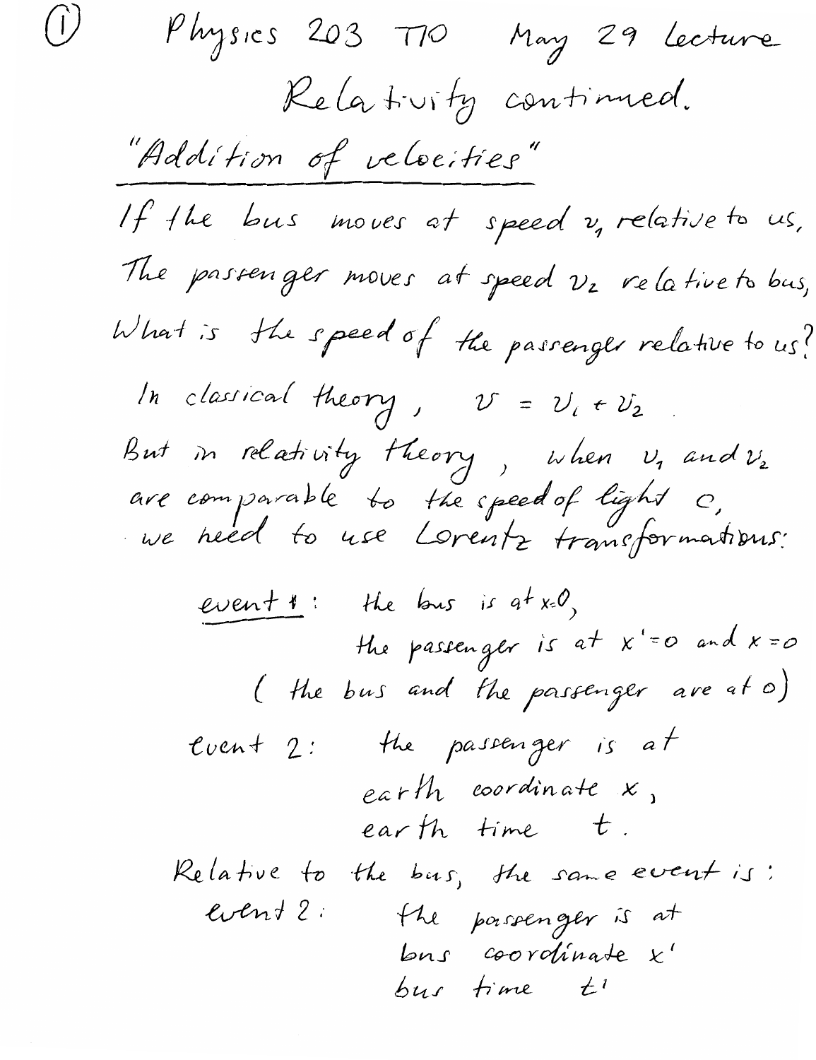# Physics 203 T10 May 29 lecture

## Relativity continued.

### "Addition of velocities"

If the bus moves at speed $v_1$ relative to us,
The passenger moves at speed $v_2$ relative to bus,
What is the speed of the passenger relative to us?

In classical theory, $v = v_1 + v_2$.

But in relativity theory, when $v_1$ and $v_2$ are comparable to the speed of light $c$, we need to use Lorentz transformations:

event 1: the bus is at $x=0$,
the passenger is at $x'=0$ and $x=0$
(the bus and the passenger are at 0)

event 2: the passenger is at
earth coordinate $x$,
earth time $t$.

Relative to the bus, the same event is:

event 2: the passenger is at
bus coordinate $x'$
bus time $t'$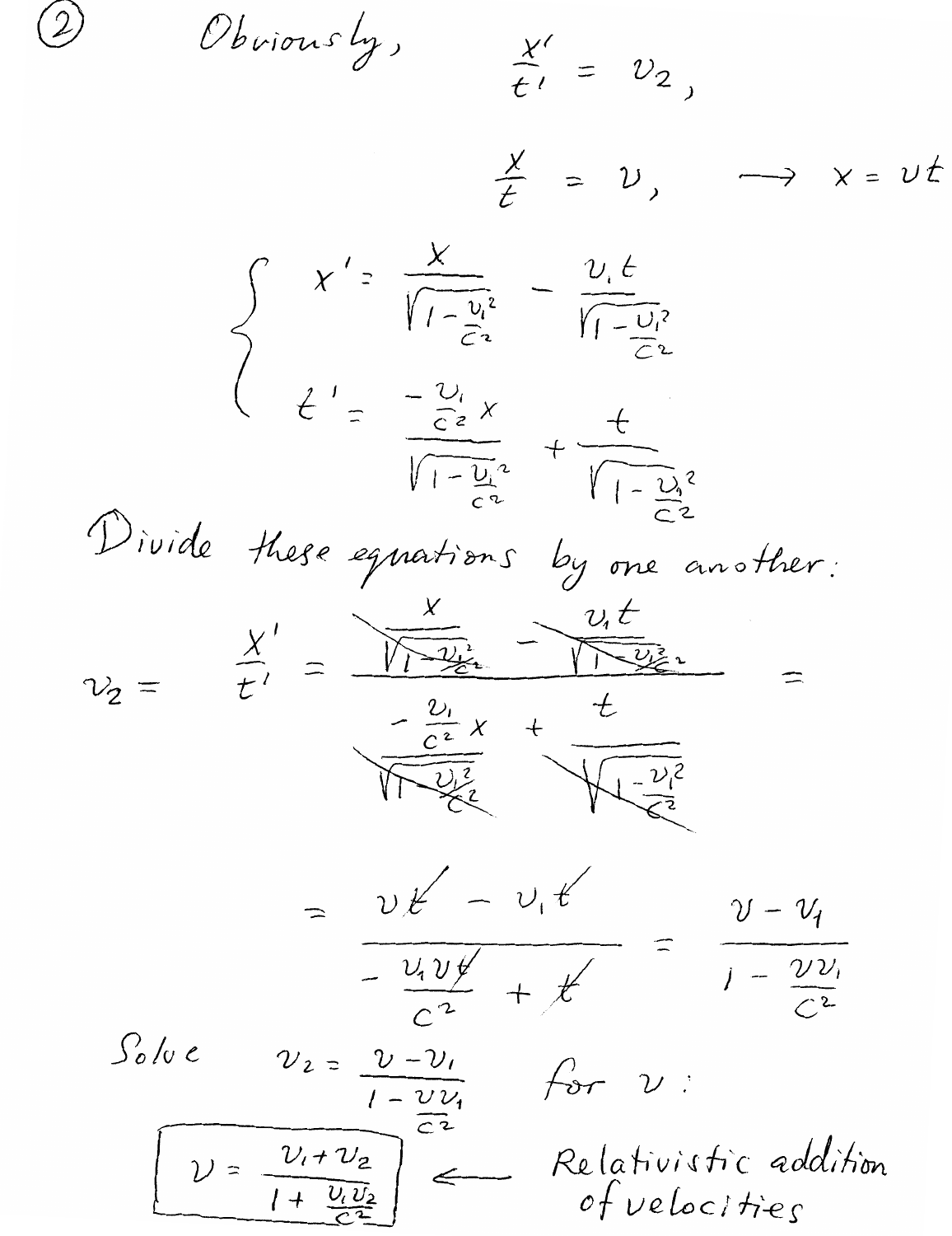(2) Obviously,

$$\frac{x'}{t'} = v_2,$$

$$\frac{x}{t} = v, \quad \longrightarrow \quad x = vt$$

$$\begin{cases} x' = \dfrac{x}{\sqrt{1-\frac{v_1^2}{c^2}}} - \dfrac{v_1 t}{\sqrt{1-\frac{v_1^2}{c^2}}} \\[2ex] t' = \dfrac{-\frac{v_1}{c^2}x}{\sqrt{1-\frac{v_1^2}{c^2}}} + \dfrac{t}{\sqrt{1-\frac{v_1^2}{c^2}}} \end{cases}$$

Divide these equations by one another:

$$v_2 = \frac{x'}{t'} = \frac{\dfrac{x}{\sqrt{1-\frac{v_1^2}{c^2}}} - \dfrac{v_1 t}{\sqrt{1-\frac{v_1^2}{c^2}}}}{-\dfrac{\frac{v_1}{c^2}x}{\sqrt{1-\frac{v_1^2}{c^2}}} + \dfrac{t}{\sqrt{1-\frac{v_1^2}{c^2}}}} =$$

$$= \frac{vt - v_1 t}{-\frac{v_1 v t}{c^2} + t} = \frac{v - v_1}{1 - \frac{v v_1}{c^2}}$$

Solve $v_2 = \dfrac{v - v_1}{1 - \frac{v v_1}{c^2}}$ for $v$:

$$\boxed{v = \frac{v_1 + v_2}{1 + \frac{v_1 v_2}{c^2}}} \longleftarrow \text{Relativistic addition of velocities}$$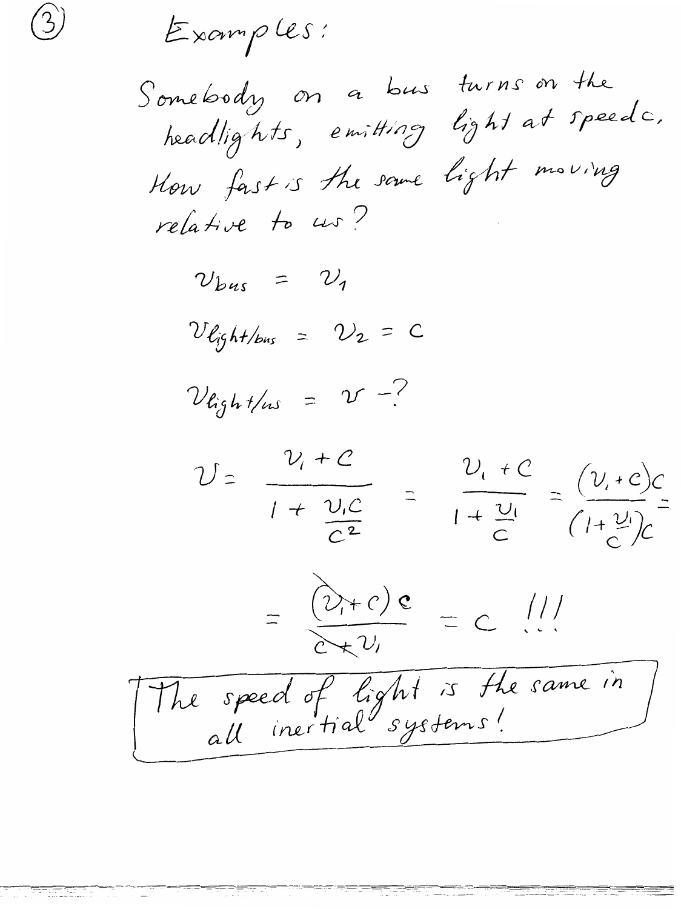③

## Examples:

Somebody on a bus turns on the headlights, emitting light at speed $c$. How fast is the same light moving relative to us?

$$v_{bus} = v_1$$

$$v_{light/bus} = v_2 = c$$

$$v_{light/us} = v \; - ?$$

$$v = \frac{v_1 + c}{1 + \frac{v_1 c}{c^2}} = \frac{v_1 + c}{1 + \frac{v_1}{c}} = \frac{(v_1 + c)c}{\left(1 + \frac{v_1}{c}\right)c} =$$

$$= \frac{(v_1 + c)c}{c + v_1} = c \; !!!$$

**The speed of light is the same in all inertial systems!**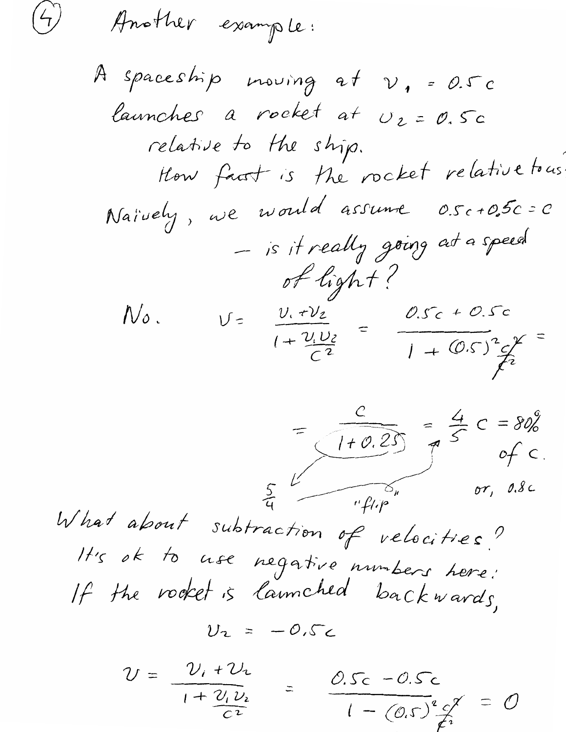(4) Another example:

A spaceship moving at $v_1 = 0.5c$ launches a rocket at $v_2 = 0.5c$ relative to the ship.

How fast is the rocket relative to us?

Naively, we would assume $0.5c + 0.5c = c$ – is it really going at a speed of light?

No.

$$v = \frac{v_1 + v_2}{1 + \frac{v_1 v_2}{c^2}} = \frac{0.5c + 0.5c}{1 + (0.5)^2 \frac{c^2}{c^2}} =$$

$$= \frac{c}{1 + 0.25} = \frac{4}{5} c = 80\% \text{ of } c.$$

or, $0.8c$

($1 + 0.25 = \frac{5}{4}$, "flip")

What about subtraction of velocities?

It's ok to use negative numbers here:

If the rocket is launched backwards,

$$v_2 = -0.5c$$

$$v = \frac{v_1 + v_2}{1 + \frac{v_1 v_2}{c^2}} = \frac{0.5c - 0.5c}{1 - (0.5)^2 \frac{c^2}{c^2}} = 0$$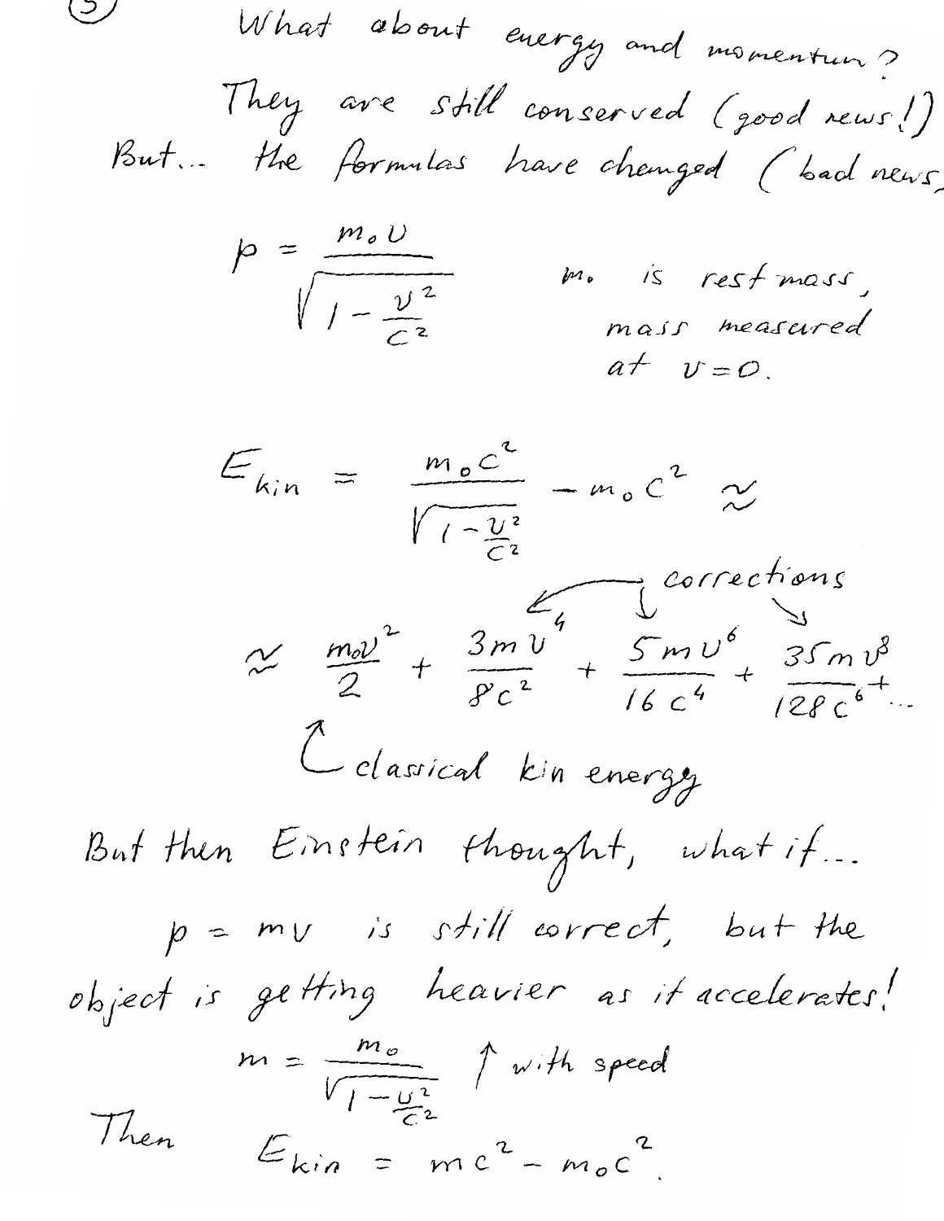What about energy and momentum?

They are still conserved (good news!)

But... the formulas have changed (bad news)

$$p = \frac{m_0 v}{\sqrt{1 - \frac{v^2}{c^2}}}$$

$m_0$ is rest mass, mass measured at $v = 0$.

$$E_{kin} = \frac{m_0 c^2}{\sqrt{1 - \frac{v^2}{c^2}}} - m_0 c^2 \approx$$

corrections

$$\approx \frac{m_0 v^2}{2} + \frac{3 m v^4}{8 c^2} + \frac{5 m v^6}{16 c^4} + \frac{35 m v^8}{128 c^6} + \ldots$$

↑ classical kin energy

But then Einstein thought, what if...

$p = mv$ is still correct, but the object is getting heavier as it accelerates!

$$m = \frac{m_0}{\sqrt{1 - \frac{v^2}{c^2}}}$$ ↑ with speed

Then $E_{kin} = mc^2 - m_0 c^2$.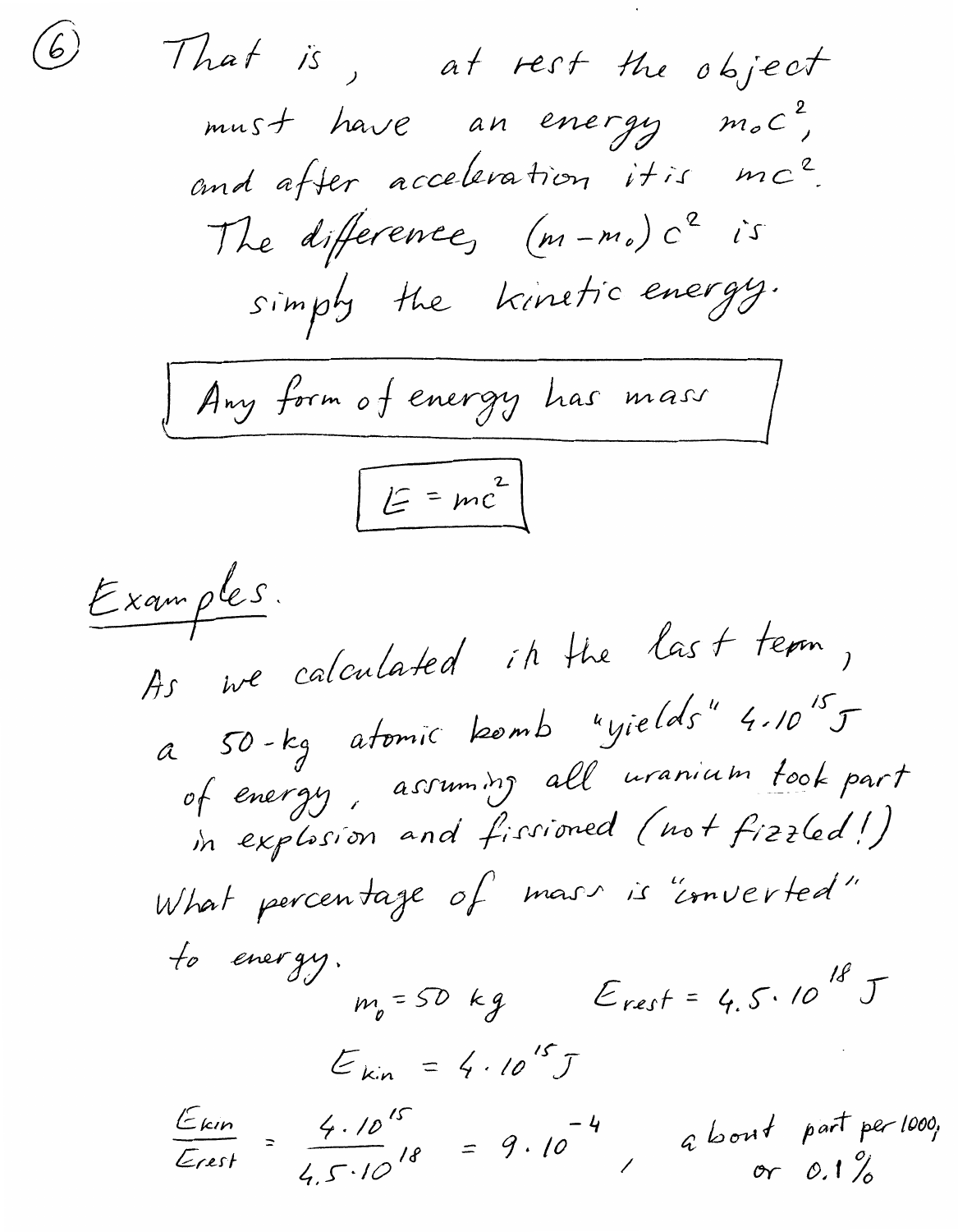That is, at rest the object must have an energy $m_0 c^2$, and after acceleration it is $mc^2$. The difference, $(m - m_0) c^2$ is simply the kinetic energy.

**Any form of energy has mass**

$$E = mc^2$$

## Examples.

As we calculated in the last term, a 50-kg atomic bomb "yields" $4 \cdot 10^{15}$ J of energy, assuming all uranium took part in explosion and fissioned (not fizzled!)

What percentage of mass is "converted" to energy.

$$m_0 = 50 \text{ kg} \qquad E_{rest} = 4.5 \cdot 10^{18} \text{ J}$$

$$E_{kin} = 4 \cdot 10^{15} \text{ J}$$

$$\frac{E_{kin}}{E_{rest}} = \frac{4 \cdot 10^{15}}{4.5 \cdot 10^{18}} = 9 \cdot 10^{-4},$$ about part per 1000, or 0.1 %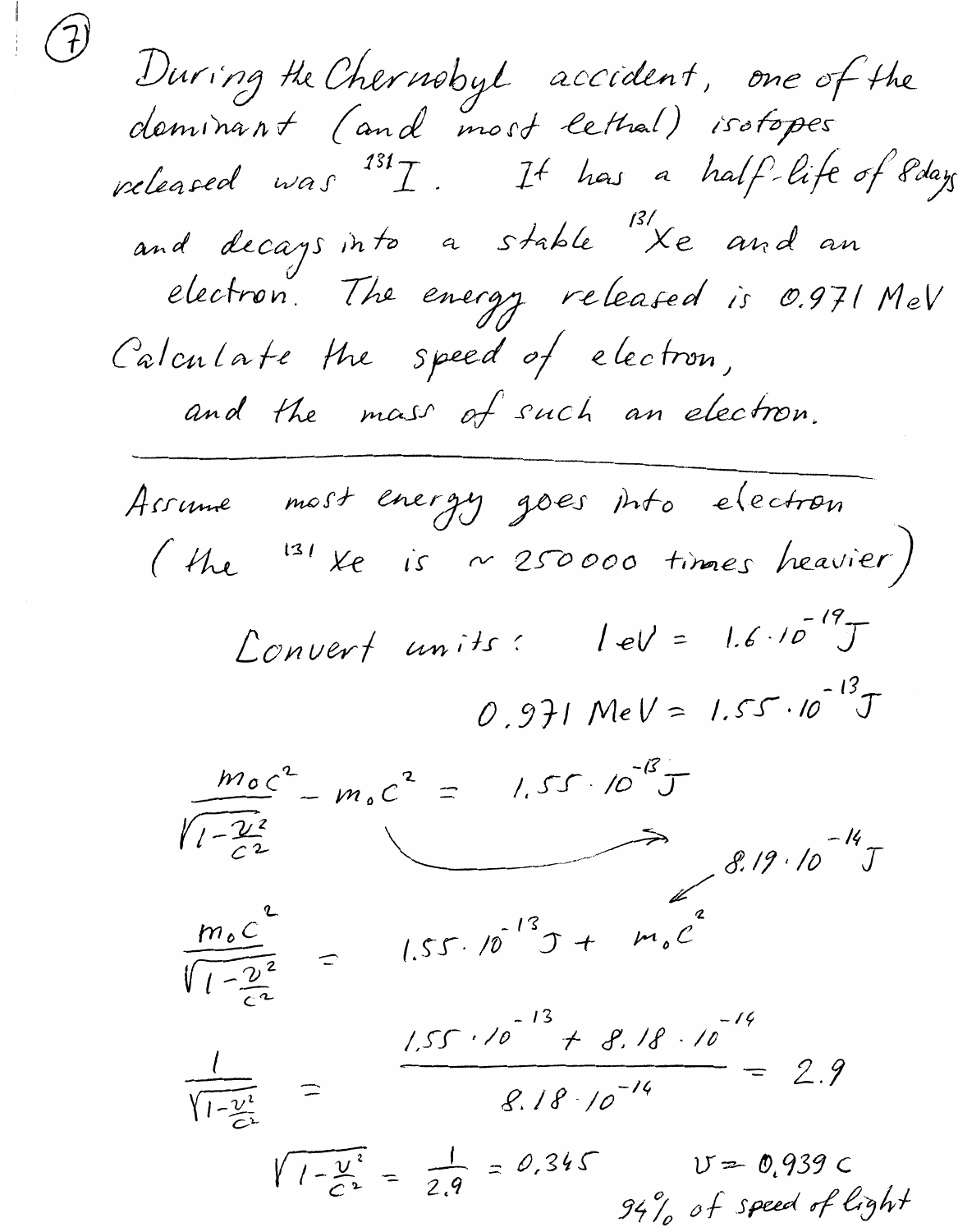⑦

During the Chernobyl accident, one of the dominant (and most lethal) isotopes released was $^{131}I$. It has a half-life of 8 days and decays into a stable $^{131}Xe$ and an electron. The energy released is 0.971 MeV. Calculate the speed of electron, and the mass of such an electron.

---

Assume most energy goes into electron (the $^{131}Xe$ is ~ 250000 times heavier)

Convert units: $1\,eV = 1.6 \cdot 10^{-19}\,J$

$0.971\,MeV = 1.55 \cdot 10^{-13}\,J$

$$\frac{m_0 c^2}{\sqrt{1-\frac{v^2}{c^2}}} - m_0 c^2 = 1.55 \cdot 10^{-13}\,J$$

$8.19 \cdot 10^{-14}\,J$

$$\frac{m_0 c^2}{\sqrt{1-\frac{v^2}{c^2}}} = 1.55 \cdot 10^{-13}\,J + m_0 c^2$$

$$\frac{1}{\sqrt{1-\frac{v^2}{c^2}}} = \frac{1.55 \cdot 10^{-13} + 8.18 \cdot 10^{-14}}{8.18 \cdot 10^{-14}} = 2.9$$

$$\sqrt{1-\frac{v^2}{c^2}} = \frac{1}{2.9} = 0.345$$

$v = 0.939\,c$

94% of speed of light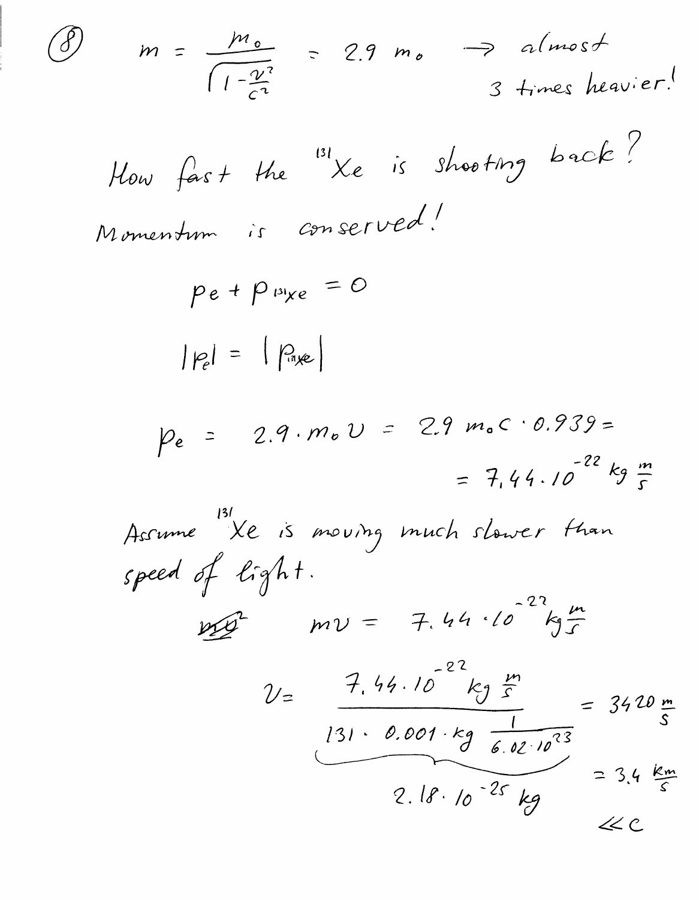(8)

$$m = \frac{m_0}{\sqrt{1-\frac{v^2}{c^2}}} = 2.9\, m_0 \quad \rightarrow \text{almost 3 times heavier!}$$

How fast the $^{131}Xe$ is shooting back?

Momentum is conserved!

$$p_e + p_{^{131}Xe} = 0$$

$$|p_e| = |p_{^{131}Xe}|$$

$$p_e = 2.9 \cdot m_0 v = 2.9\, m_0 c \cdot 0.939 = 7.44 \cdot 10^{-22}\ kg\ \frac{m}{s}$$

Assume $^{131}Xe$ is moving much slower than speed of light.

$$mv = 7.44 \cdot 10^{-22}\ kg \frac{m}{s}$$

$$v = \frac{7.44 \cdot 10^{-22}\ kg\ \frac{m}{s}}{\underbrace{131 \cdot 0.001 \cdot kg\ \frac{1}{6.02 \cdot 10^{23}}}_{2.18 \cdot 10^{-25}\ kg}} = 3420\ \frac{m}{s} = 3.4\ \frac{km}{s} \ll c$$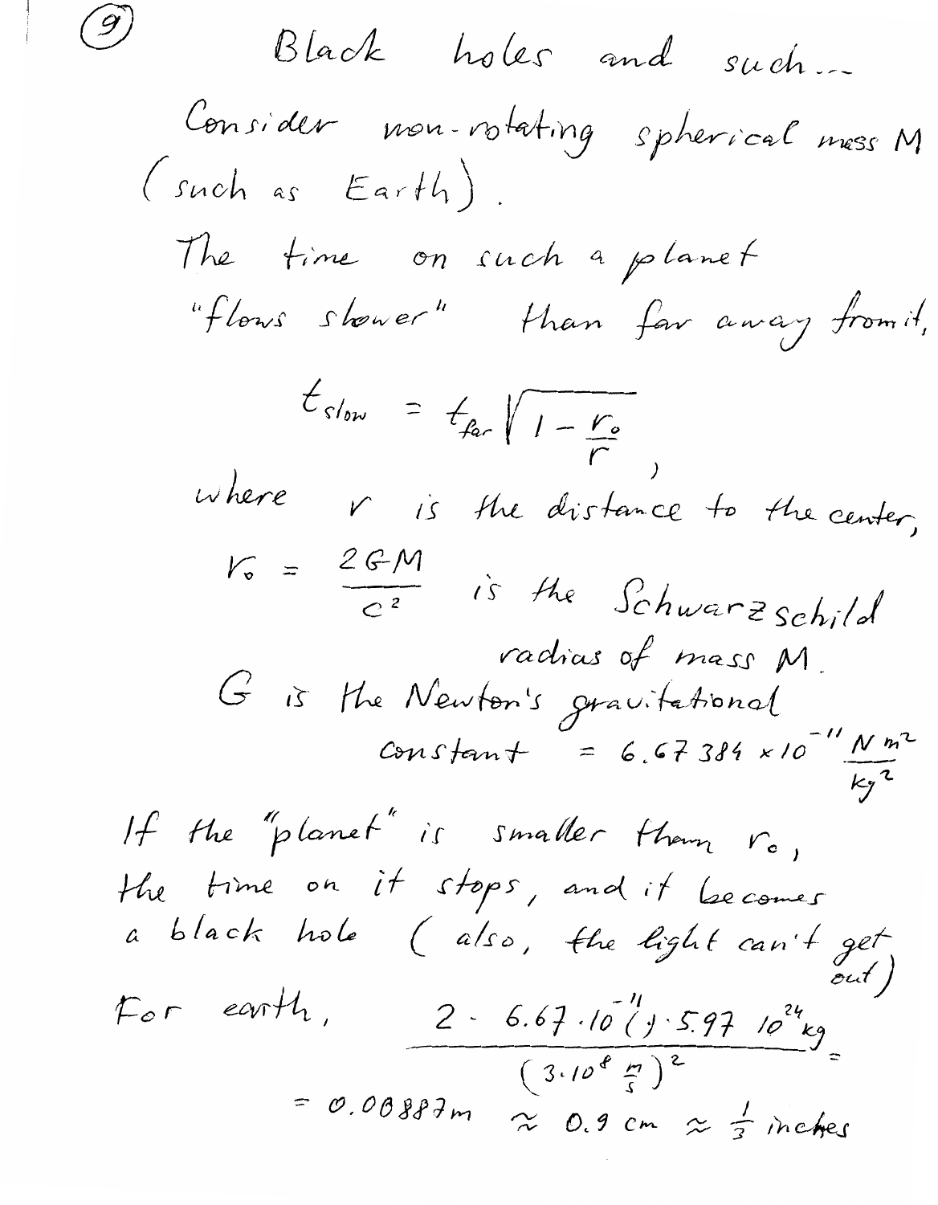(9)

# Black holes and such...

Consider non-rotating spherical mass $M$ (such as Earth).

The time on such a planet "flows slower" than far away from it,

$$t_{slow} = t_{far}\sqrt{1 - \frac{r_0}{r}},$$

where $r$ is the distance to the center,

$$r_0 = \frac{2GM}{c^2}$$ is the Schwarzschild radius of mass $M$.

$G$ is the Newton's gravitational constant $= 6.67384 \times 10^{-11} \frac{N\,m^2}{kg^2}$

If the "planet" is smaller than $r_0$, the time on it stops, and it becomes a black hole (also, the light can't get out)

For earth, $$\frac{2 \cdot 6.67 \cdot 10^{-11} (\,) \cdot 5.97\ 10^{24} kg}{(3 \cdot 10^{8} \frac{m}{s})^2} =$$

$= 0.00887 m \approx 0.9\ cm \approx \frac{1}{3}$ inches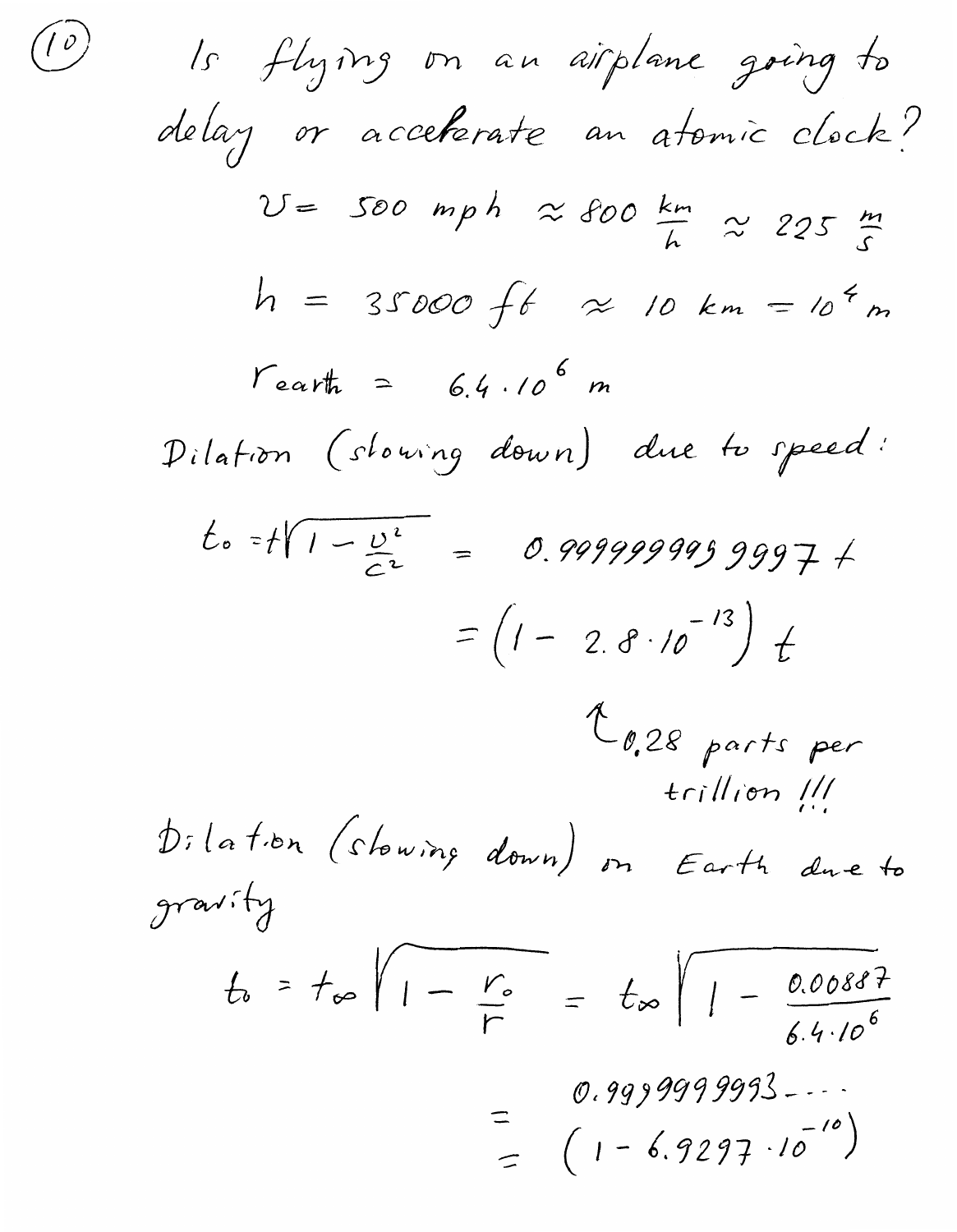(10) Is flying on an airplane going to delay or accelerate an atomic clock?

$$v = 500 \text{ mph} \approx 800 \frac{\text{km}}{\text{h}} \approx 225 \frac{\text{m}}{\text{s}}$$

$$h = 35000 \text{ ft} \approx 10 \text{ km} = 10^4 \text{ m}$$

$$r_{earth} = 6.4 \cdot 10^6 \text{ m}$$

Dilation (slowing down) due to speed:

$$t_0 = t\sqrt{1 - \frac{v^2}{c^2}} = 0.9999999999997\, t$$

$$= \left(1 - 2.8 \cdot 10^{-13}\right) t$$

↑ 0.28 parts per trillion !!!

Dilation (slowing down) on Earth due to gravity

$$t_0 = t_\infty \sqrt{1 - \frac{r_0}{r}} = t_\infty \sqrt{1 - \frac{0.00887}{6.4 \cdot 10^6}}$$

$$= 0.9999999993\ldots$$

$$= \left(1 - 6.9297 \cdot 10^{-10}\right)$$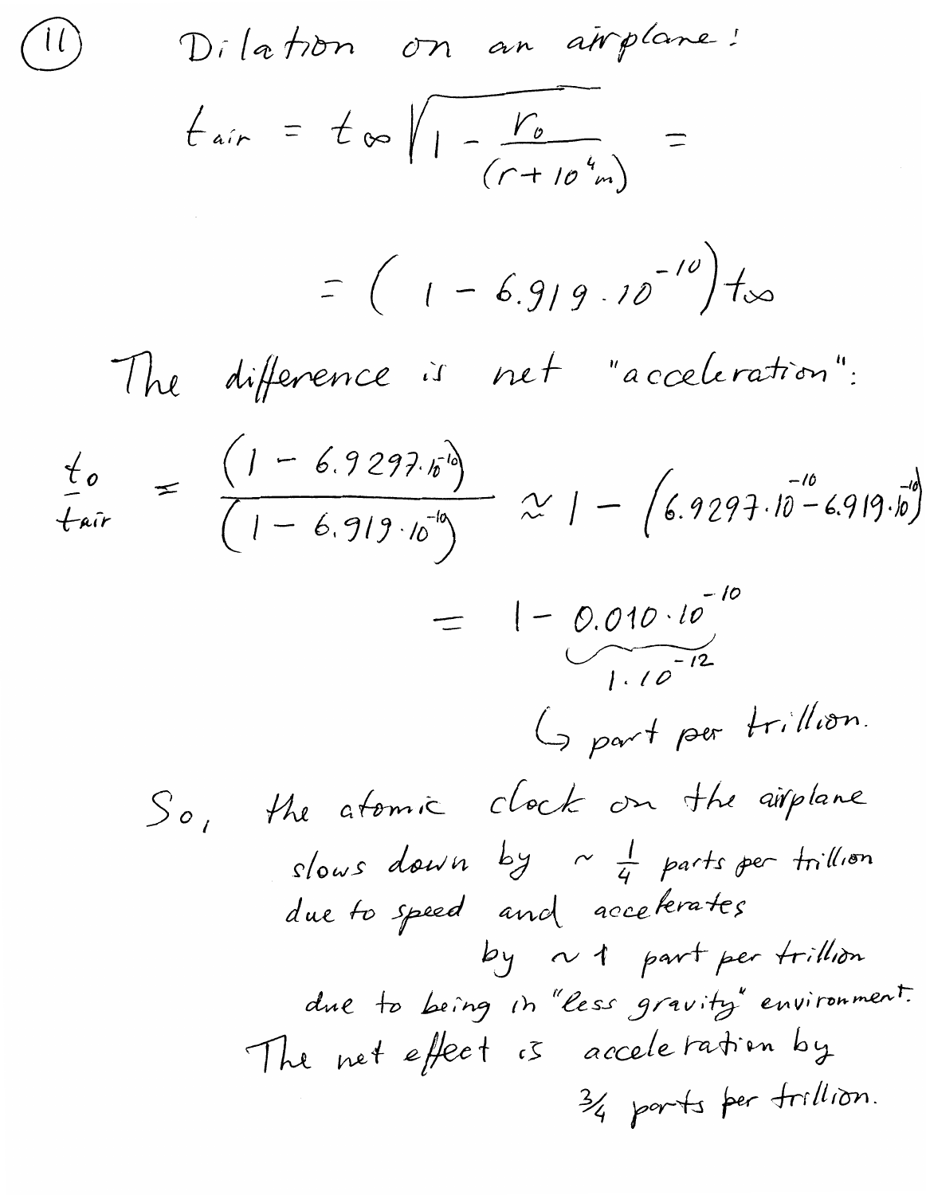(11) Dilation on an airplane!

$$t_{air} = t_{\infty}\sqrt{1 - \frac{r_0}{(r + 10^4 m)}} =$$

$$= \left(1 - 6.919 \cdot 10^{-10}\right) t_{\infty}$$

The difference is net "acceleration":

$$\frac{t_0}{t_{air}} = \frac{\left(1 - 6.9297 \cdot 10^{-10}\right)}{\left(1 - 6.919 \cdot 10^{-10}\right)} \approx 1 - \left(6.9297 \cdot 10^{-10} - 6.919 \cdot 10^{-10}\right)$$

$$= 1 - \underbrace{0.010 \cdot 10^{-10}}_{1 \cdot 10^{-12}}$$

↳ part per trillion.

So, the atomic clock on the airplane slows down by ~ $\frac{1}{4}$ parts per trillion due to speed and accelerates by ~1 part per trillion due to being in "less gravity" environment. The net effect is acceleration by $3/4$ parts per trillion.